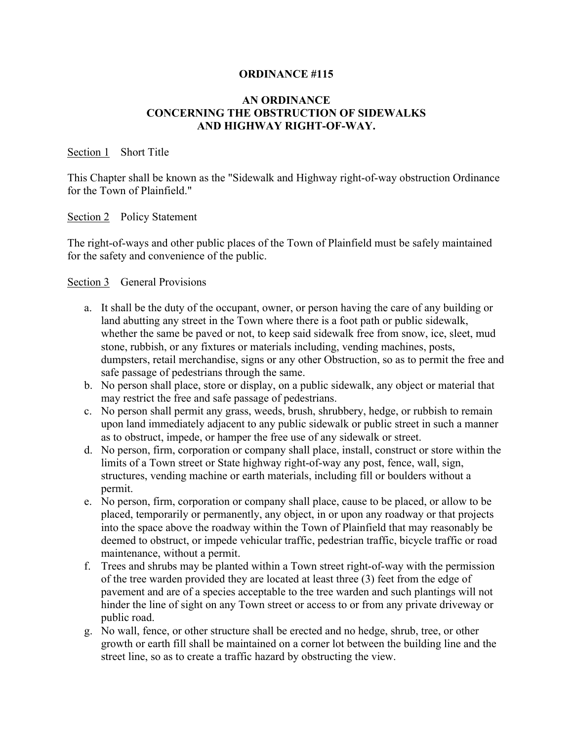# ORDINANCE #115

## AN ORDINANCE CONCERNING THE OBSTRUCTION OF SIDEWALKS AND HIGHWAY RIGHT-OF-WAY.

Section 1 Short Title

This Chapter shall be known as the "Sidewalk and Highway right-of-way obstruction Ordinance for the Town of Plainfield."

Section 2 Policy Statement

The right-of-ways and other public places of the Town of Plainfield must be safely maintained for the safety and convenience of the public.

Section 3 General Provisions

a. It shall be the duty of the occupant, owner, or person having the care of any building or land abutting any street in the Town where there is a foot path or public sidewalk, whether the same be paved or not, to keep said sidewalk free from snow, ice, sleet, mud stone, rubbish, or any fixtures or materials including, vending machines, posts, dumpsters, retail merchandise, signs or any other Obstruction, so as to permit the free and safe passage of pedestrians through the same.
b. No person shall place, store or display, on a public sidewalk, any object or material that may restrict the free and safe passage of pedestrians.
c. No person shall permit any grass, weeds, brush, shrubbery, hedge, or rubbish to remain upon land immediately adjacent to any public sidewalk or public street in such a manner as to obstruct, impede, or hamper the free use of any sidewalk or street.
d. No person, firm, corporation or company shall place, install, construct or store within the limits of a Town street or State highway right-of-way any post, fence, wall, sign, structures, vending machine or earth materials, including fill or boulders without a permit.
e. No person, firm, corporation or company shall place, cause to be placed, or allow to be placed, temporarily or permanently, any object, in or upon any roadway or that projects into the space above the roadway within the Town of Plainfield that may reasonably be deemed to obstruct, or impede vehicular traffic, pedestrian traffic, bicycle traffic or road maintenance, without a permit.
f. Trees and shrubs may be planted within a Town street right-of-way with the permission of the tree warden provided they are located at least three (3) feet from the edge of pavement and are of a species acceptable to the tree warden and such plantings will not hinder the line of sight on any Town street or access to or from any private driveway or public road.
g. No wall, fence, or other structure shall be erected and no hedge, shrub, tree, or other growth or earth fill shall be maintained on a corner lot between the building line and the street line, so as to create a traffic hazard by obstructing the view.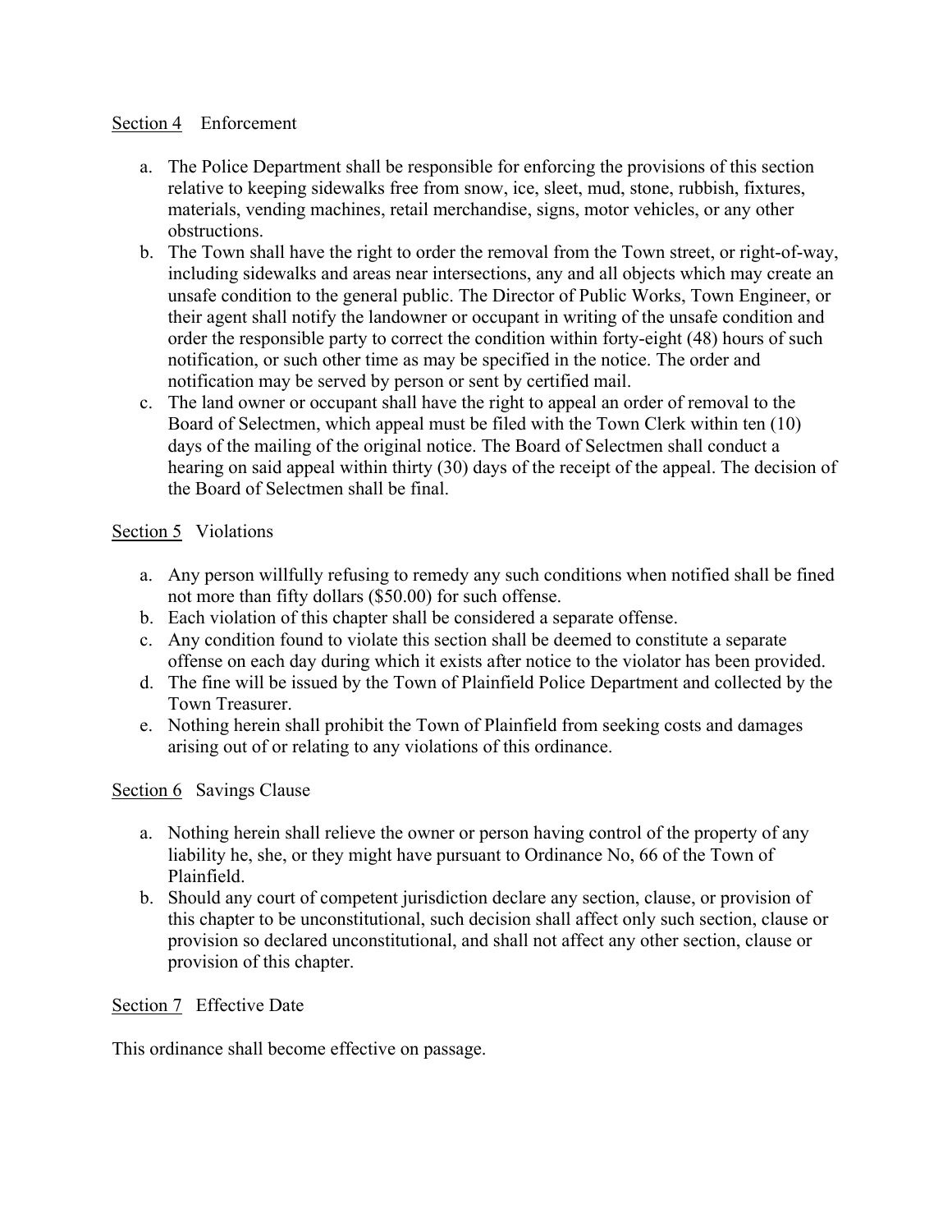Section 4 Enforcement

a. The Police Department shall be responsible for enforcing the provisions of this section relative to keeping sidewalks free from snow, ice, sleet, mud, stone, rubbish, fixtures, materials, vending machines, retail merchandise, signs, motor vehicles, or any other obstructions.
b. The Town shall have the right to order the removal from the Town street, or right-of-way, including sidewalks and areas near intersections, any and all objects which may create an unsafe condition to the general public. The Director of Public Works, Town Engineer, or their agent shall notify the landowner or occupant in writing of the unsafe condition and order the responsible party to correct the condition within forty-eight (48) hours of such notification, or such other time as may be specified in the notice. The order and notification may be served by person or sent by certified mail.
c. The land owner or occupant shall have the right to appeal an order of removal to the Board of Selectmen, which appeal must be filed with the Town Clerk within ten (10) days of the mailing of the original notice. The Board of Selectmen shall conduct a hearing on said appeal within thirty (30) days of the receipt of the appeal. The decision of the Board of Selectmen shall be final.

Section 5 Violations

a. Any person willfully refusing to remedy any such conditions when notified shall be fined not more than fifty dollars ($50.00) for such offense.
b. Each violation of this chapter shall be considered a separate offense.
c. Any condition found to violate this section shall be deemed to constitute a separate offense on each day during which it exists after notice to the violator has been provided.
d. The fine will be issued by the Town of Plainfield Police Department and collected by the Town Treasurer.
e. Nothing herein shall prohibit the Town of Plainfield from seeking costs and damages arising out of or relating to any violations of this ordinance.

Section 6 Savings Clause

a. Nothing herein shall relieve the owner or person having control of the property of any liability he, she, or they might have pursuant to Ordinance No, 66 of the Town of Plainfield.
b. Should any court of competent jurisdiction declare any section, clause, or provision of this chapter to be unconstitutional, such decision shall affect only such section, clause or provision so declared unconstitutional, and shall not affect any other section, clause or provision of this chapter.

Section 7 Effective Date

This ordinance shall become effective on passage.